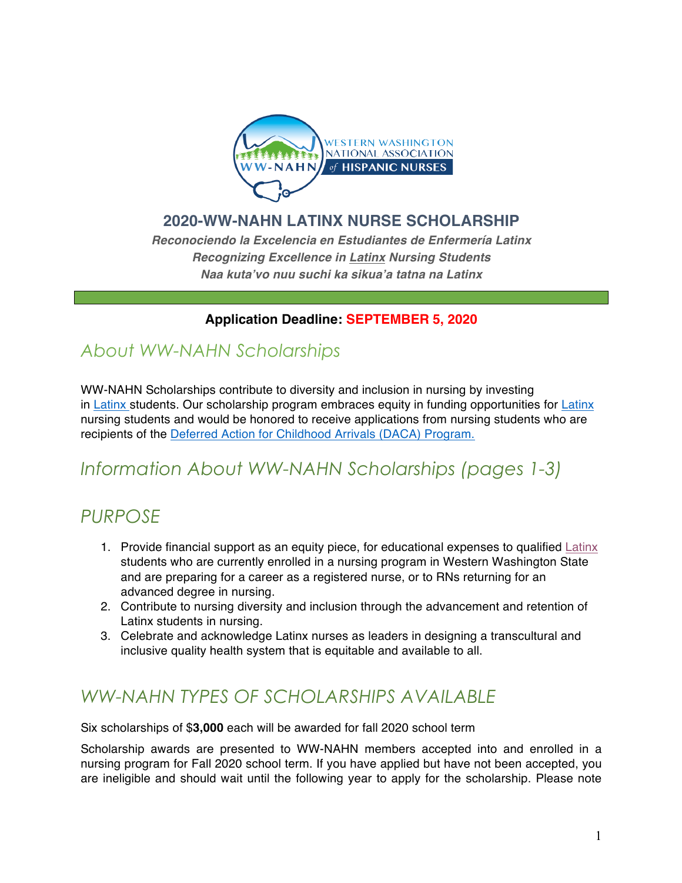# 2020-WW-NAHN LATINX NURSE SCHOLARSHIP

***Reconociendo la Excelencia en Estudiantes de Enfermería Latinx***
***Recognizing Excellence in Latinx Nursing Students***
***Naa kuta'vo nuu suchi ka sikua'a tatna na Latinx***

**Application Deadline: SEPTEMBER 5, 2020**

## *About WW-NAHN Scholarships*

WW-NAHN Scholarships contribute to diversity and inclusion in nursing by investing in Latinx students. Our scholarship program embraces equity in funding opportunities for Latinx nursing students and would be honored to receive applications from nursing students who are recipients of the Deferred Action for Childhood Arrivals (DACA) Program.

## *Information About WW-NAHN Scholarships (pages 1-3)*

## *PURPOSE*

1. Provide financial support as an equity piece, for educational expenses to qualified Latinx students who are currently enrolled in a nursing program in Western Washington State and are preparing for a career as a registered nurse, or to RNs returning for an advanced degree in nursing.
2. Contribute to nursing diversity and inclusion through the advancement and retention of Latinx students in nursing.
3. Celebrate and acknowledge Latinx nurses as leaders in designing a transcultural and inclusive quality health system that is equitable and available to all.

## *WW-NAHN TYPES OF SCHOLARSHIPS AVAILABLE*

Six scholarships of $**3,000** each will be awarded for fall 2020 school term

Scholarship awards are presented to WW-NAHN members accepted into and enrolled in a nursing program for Fall 2020 school term. If you have applied but have not been accepted, you are ineligible and should wait until the following year to apply for the scholarship. Please note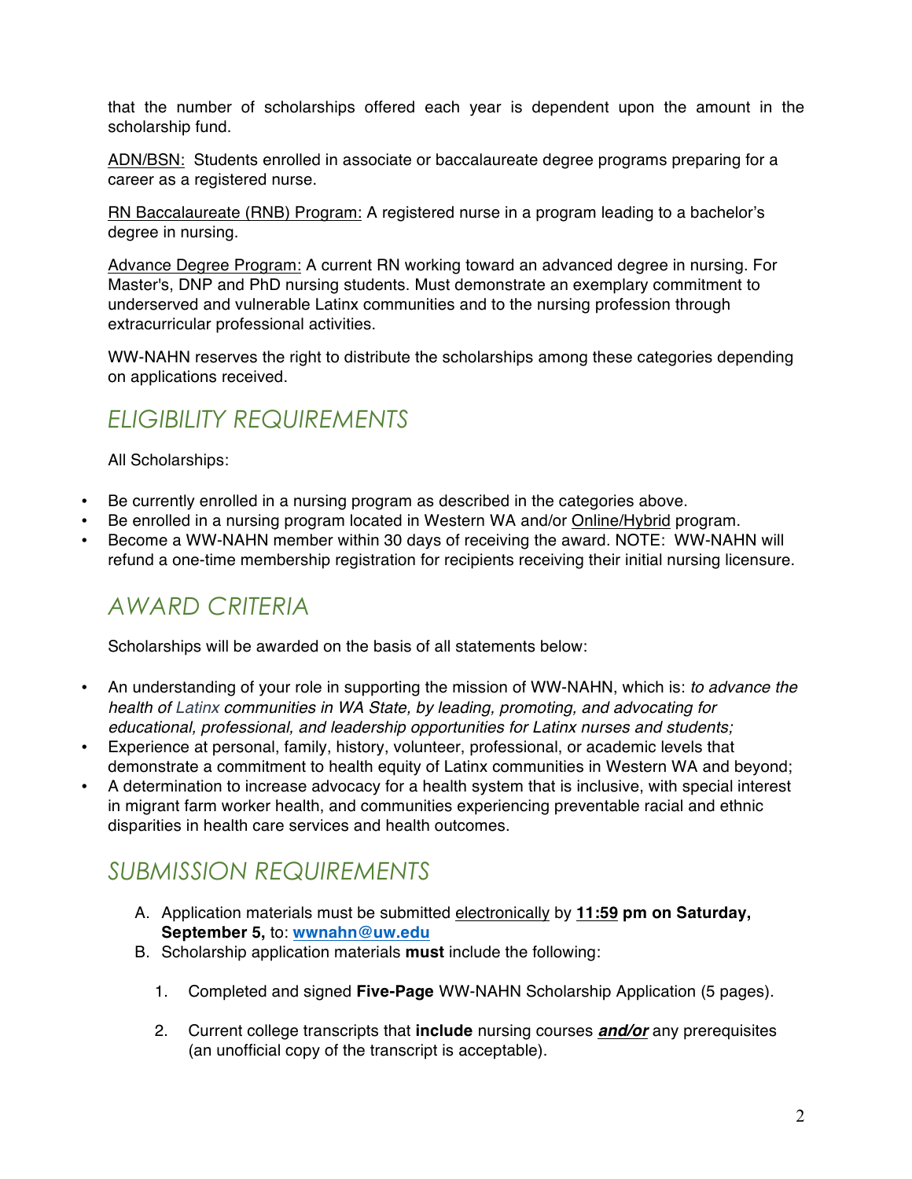that the number of scholarships offered each year is dependent upon the amount in the scholarship fund.

ADN/BSN: Students enrolled in associate or baccalaureate degree programs preparing for a career as a registered nurse.

RN Baccalaureate (RNB) Program: A registered nurse in a program leading to a bachelor's degree in nursing.

Advance Degree Program: A current RN working toward an advanced degree in nursing. For Master's, DNP and PhD nursing students. Must demonstrate an exemplary commitment to underserved and vulnerable Latinx communities and to the nursing profession through extracurricular professional activities.

WW-NAHN reserves the right to distribute the scholarships among these categories depending on applications received.

## *ELIGIBILITY REQUIREMENTS*

All Scholarships:

- Be currently enrolled in a nursing program as described in the categories above.
- Be enrolled in a nursing program located in Western WA and/or Online/Hybrid program.
- Become a WW-NAHN member within 30 days of receiving the award. NOTE: WW-NAHN will refund a one-time membership registration for recipients receiving their initial nursing licensure.

## *AWARD CRITERIA*

Scholarships will be awarded on the basis of all statements below:

- An understanding of your role in supporting the mission of WW-NAHN, which is: *to advance the health of Latinx communities in WA State, by leading, promoting, and advocating for educational, professional, and leadership opportunities for Latinx nurses and students;*
- Experience at personal, family, history, volunteer, professional, or academic levels that demonstrate a commitment to health equity of Latinx communities in Western WA and beyond;
- A determination to increase advocacy for a health system that is inclusive, with special interest in migrant farm worker health, and communities experiencing preventable racial and ethnic disparities in health care services and health outcomes.

## *SUBMISSION REQUIREMENTS*

A. Application materials must be submitted electronically by **11:59 pm on Saturday, September 5,** to: **wwnahn@uw.edu**

B. Scholarship application materials **must** include the following:

   1. Completed and signed **Five-Page** WW-NAHN Scholarship Application (5 pages).

   2. Current college transcripts that **include** nursing courses ***and/or*** any prerequisites (an unofficial copy of the transcript is acceptable).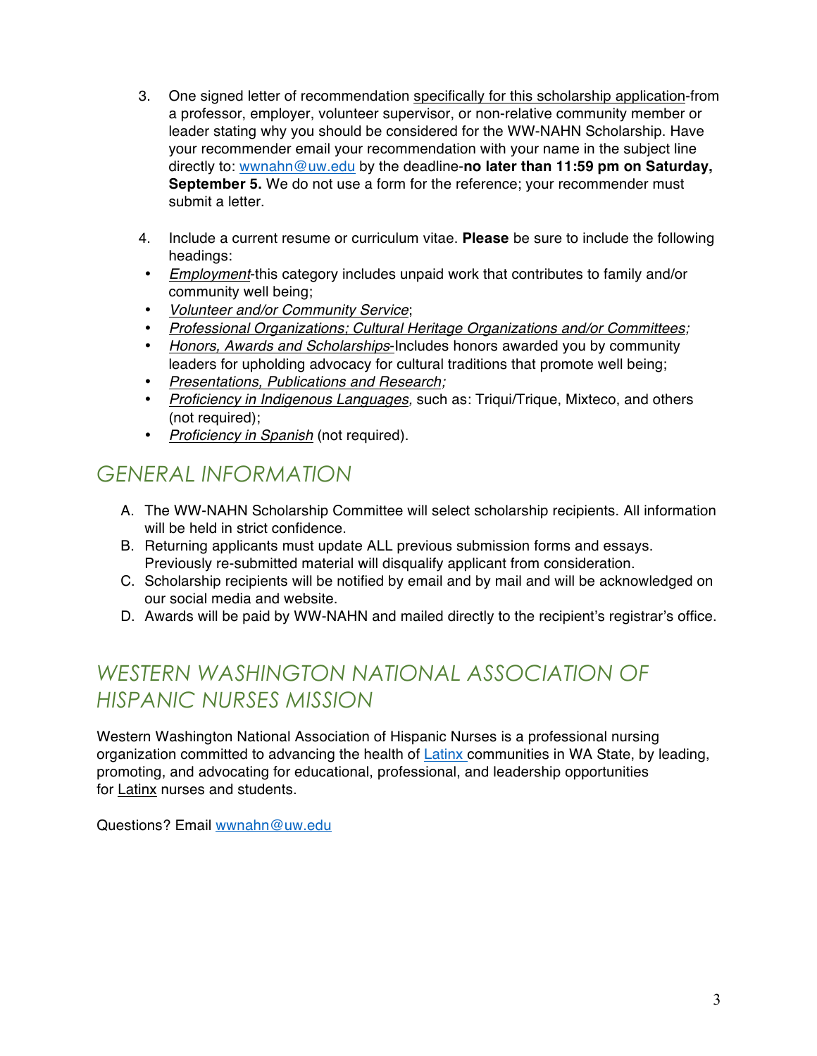3. One signed letter of recommendation specifically for this scholarship application-from a professor, employer, volunteer supervisor, or non-relative community member or leader stating why you should be considered for the WW-NAHN Scholarship. Have your recommender email your recommendation with your name in the subject line directly to: wwnahn@uw.edu by the deadline-**no later than 11:59 pm on Saturday, September 5.** We do not use a form for the reference; your recommender must submit a letter.

4. Include a current resume or curriculum vitae. **Please** be sure to include the following headings:
   - *Employment*-this category includes unpaid work that contributes to family and/or community well being;
   - *Volunteer and/or Community Service*;
   - *Professional Organizations; Cultural Heritage Organizations and/or Committees;*
   - *Honors, Awards and Scholarships*-Includes honors awarded you by community leaders for upholding advocacy for cultural traditions that promote well being;
   - *Presentations, Publications and Research;*
   - *Proficiency in Indigenous Languages*, such as: Triqui/Trique, Mixteco, and others (not required);
   - *Proficiency in Spanish* (not required).

## GENERAL INFORMATION

A. The WW-NAHN Scholarship Committee will select scholarship recipients. All information will be held in strict confidence.
B. Returning applicants must update ALL previous submission forms and essays. Previously re-submitted material will disqualify applicant from consideration.
C. Scholarship recipients will be notified by email and by mail and will be acknowledged on our social media and website.
D. Awards will be paid by WW-NAHN and mailed directly to the recipient's registrar's office.

## WESTERN WASHINGTON NATIONAL ASSOCIATION OF HISPANIC NURSES MISSION

Western Washington National Association of Hispanic Nurses is a professional nursing organization committed to advancing the health of Latinx communities in WA State, by leading, promoting, and advocating for educational, professional, and leadership opportunities for Latinx nurses and students.

Questions? Email wwnahn@uw.edu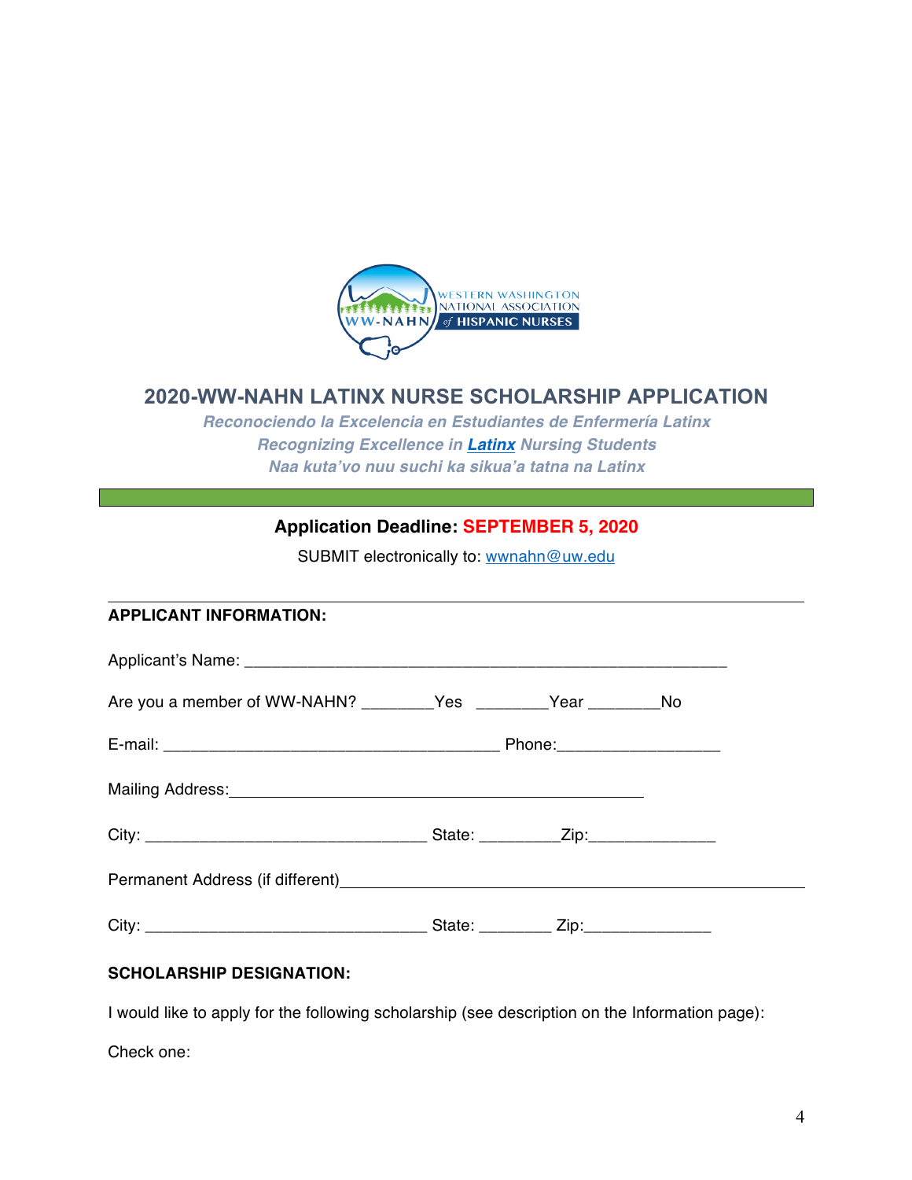# 2020-WW-NAHN LATINX NURSE SCHOLARSHIP APPLICATION

***Reconociendo la Excelencia en Estudiantes de Enfermería Latinx***
***Recognizing Excellence in [Latinx] Nursing Students***
***Naa kuta'vo nuu suchi ka sikua'a tatna na Latinx***

**Application Deadline: SEPTEMBER 5, 2020**

SUBMIT electronically to: wwnahn@uw.edu

---

**APPLICANT INFORMATION:**

Applicant's Name: ____________________________________________________

Are you a member of WW-NAHN? ________Yes ________Year ________No

E-mail: _____________________________________ Phone:__________________

Mailing Address:_____________________________________________

City: _______________________________ State: _________Zip:______________

Permanent Address (if different)_________________________________________________

City: _______________________________ State: ________ Zip:______________

**SCHOLARSHIP DESIGNATION:**

I would like to apply for the following scholarship (see description on the Information page):

Check one: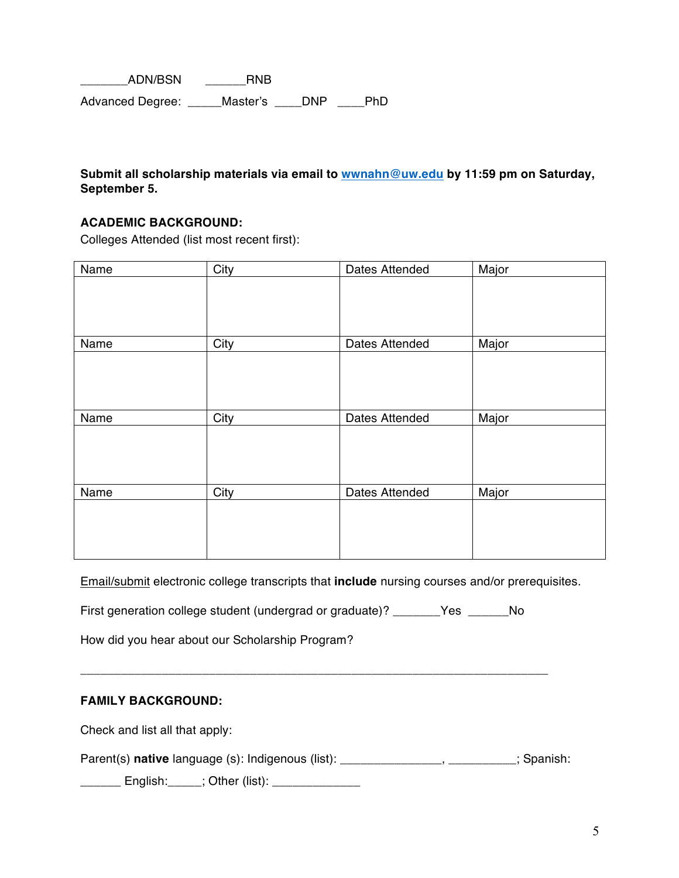_______ADN/BSN      ______RNB

Advanced Degree: _____Master's ____DNP ____PhD

**Submit all scholarship materials via email to wwnahn@uw.edu by 11:59 pm on Saturday, September 5.**

**ACADEMIC BACKGROUND:**

Colleges Attended (list most recent first):

| Name | City | Dates Attended | Major |
|---|---|---|---|
| | | | |
| Name | City | Dates Attended | Major |
| | | | |
| Name | City | Dates Attended | Major |
| | | | |
| Name | City | Dates Attended | Major |
| | | | |

Email/submit electronic college transcripts that **include** nursing courses and/or prerequisites.

First generation college student (undergrad or graduate)? _______Yes ______No

How did you hear about our Scholarship Program?

_________________________________________________________________

**FAMILY BACKGROUND:**

Check and list all that apply:

Parent(s) **native** language (s): Indigenous (list): _______________, __________; Spanish: ______ English:_____; Other (list): _____________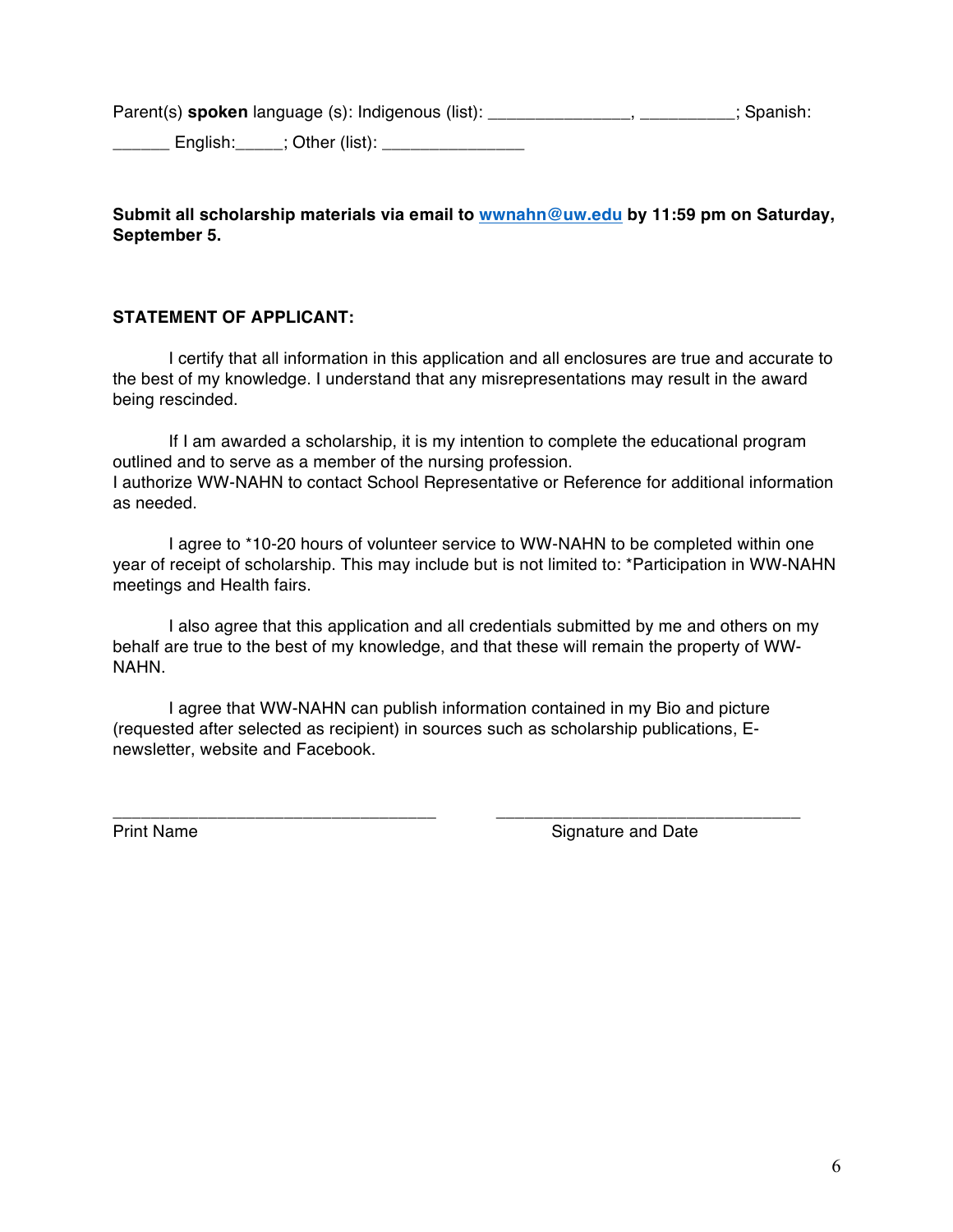Parent(s) **spoken** language (s): Indigenous (list): _______________, __________; Spanish: ______ English:_____; Other (list): _______________

**Submit all scholarship materials via email to wwnahn@uw.edu by 11:59 pm on Saturday, September 5.**

**STATEMENT OF APPLICANT:**

I certify that all information in this application and all enclosures are true and accurate to the best of my knowledge. I understand that any misrepresentations may result in the award being rescinded.

If I am awarded a scholarship, it is my intention to complete the educational program outlined and to serve as a member of the nursing profession.
I authorize WW-NAHN to contact School Representative or Reference for additional information as needed.

I agree to *10-20 hours of volunteer service to WW-NAHN to be completed within one year of receipt of scholarship. This may include but is not limited to: *Participation in WW-NAHN meetings and Health fairs.

I also agree that this application and all credentials submitted by me and others on my behalf are true to the best of my knowledge, and that these will remain the property of WW-NAHN.

I agree that WW-NAHN can publish information contained in my Bio and picture (requested after selected as recipient) in sources such as scholarship publications, E-newsletter, website and Facebook.

___________________________________ ___________________________________
Print Name Signature and Date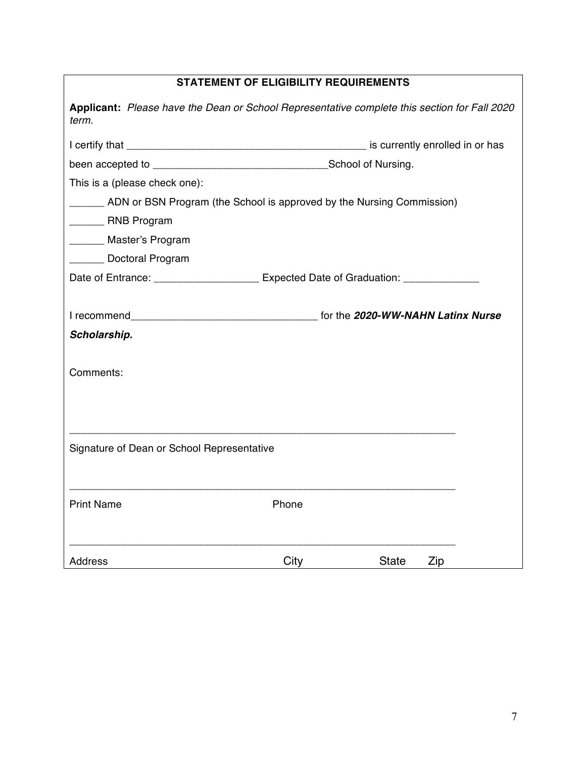## STATEMENT OF ELIGIBILITY REQUIREMENTS

**Applicant:** *Please have the Dean or School Representative complete this section for Fall 2020 term.*

I certify that ___________________________________________ is currently enrolled in or has

been accepted to _______________________________School of Nursing.

This is a (please check one):

______ ADN or BSN Program (the School is approved by the Nursing Commission)

______ RNB Program

______ Master's Program

______ Doctoral Program

Date of Entrance: __________________ Expected Date of Graduation: _____________

I recommend________________________________ for the ***2020-WW-NAHN Latinx Nurse Scholarship.***

Comments:

_____________________________________________________________________

Signature of Dean or School Representative

_____________________________________________________________________

Print Name Phone

_____________________________________________________________________

Address City State Zip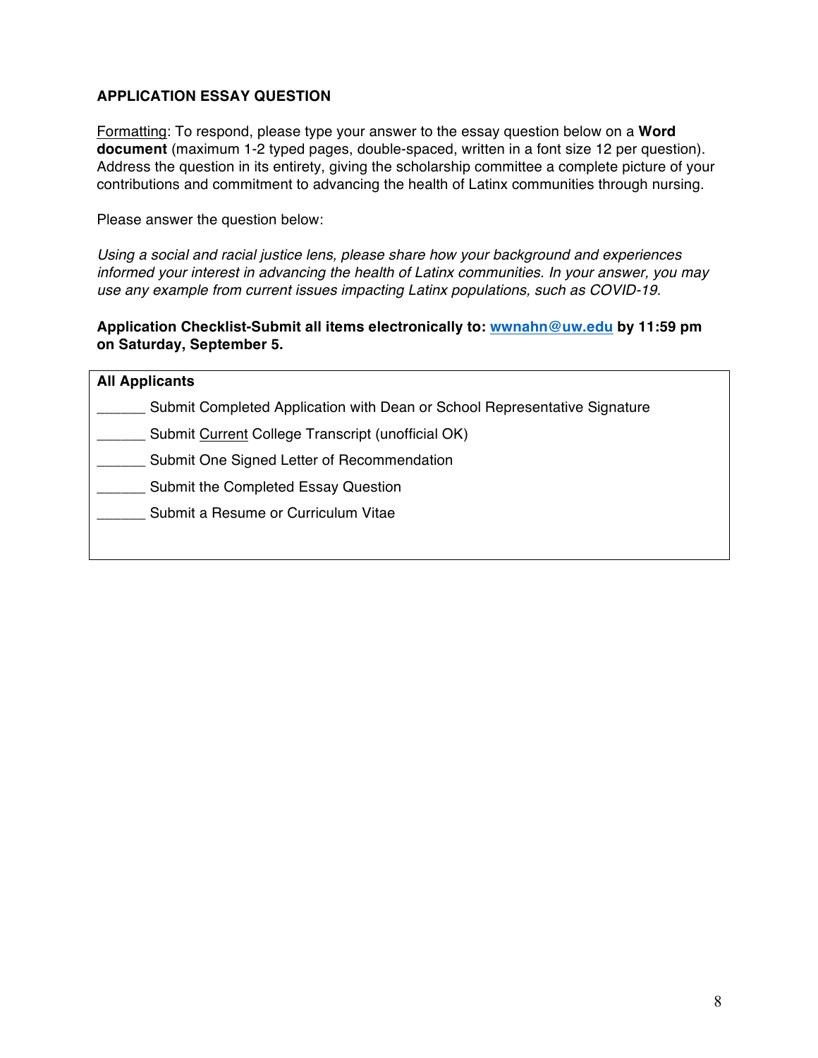**APPLICATION ESSAY QUESTION**

Formatting: To respond, please type your answer to the essay question below on a **Word document** (maximum 1-2 typed pages, double-spaced, written in a font size 12 per question). Address the question in its entirety, giving the scholarship committee a complete picture of your contributions and commitment to advancing the health of Latinx communities through nursing.

Please answer the question below:

*Using a social and racial justice lens, please share how your background and experiences informed your interest in advancing the health of Latinx communities. In your answer, you may use any example from current issues impacting Latinx populations, such as COVID-19.*

**Application Checklist-Submit all items electronically to: wwnahn@uw.edu by 11:59 pm on Saturday, September 5.**

**All Applicants**

______ Submit Completed Application with Dean or School Representative Signature

______ Submit Current College Transcript (unofficial OK)

______ Submit One Signed Letter of Recommendation

______ Submit the Completed Essay Question

______ Submit a Resume or Curriculum Vitae